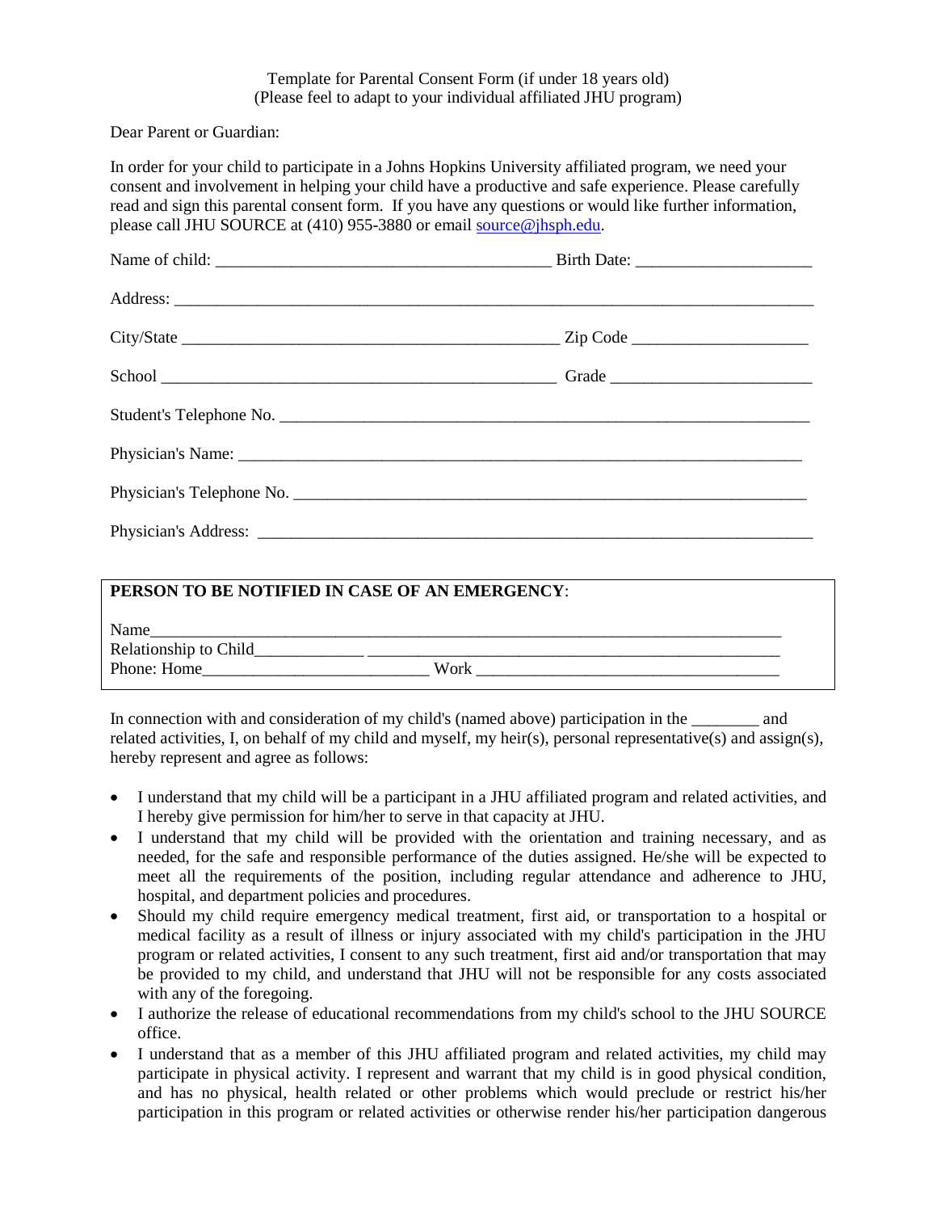Template for Parental Consent Form (if under 18 years old)
(Please feel to adapt to your individual affiliated JHU program)

Dear Parent or Guardian:

In order for your child to participate in a Johns Hopkins University affiliated program, we need your consent and involvement in helping your child have a productive and safe experience. Please carefully read and sign this parental consent form. If you have any questions or would like further information, please call JHU SOURCE at (410) 955-3880 or email source@jhsph.edu.

Name of child: ________________________________________ Birth Date: ____________________

Address: ____________________________________________________________________________

City/State _____________________________________________ Zip Code ____________________

School _______________________________________________ Grade ______________________

Student's Telephone No. ______________________________________________________________

Physician's Name: _________________________________________________________________

Physician's Telephone No. ____________________________________________________________

Physician's Address: ________________________________________________________________

**PERSON TO BE NOTIFIED IN CASE OF AN EMERGENCY**:

Name_________________________________________________________________________
Relationship to Child_____________ ________________________________________________
Phone: Home__________________________ Work ___________________________________

In connection with and consideration of my child's (named above) participation in the ________ and related activities, I, on behalf of my child and myself, my heir(s), personal representative(s) and assign(s), hereby represent and agree as follows:

- I understand that my child will be a participant in a JHU affiliated program and related activities, and I hereby give permission for him/her to serve in that capacity at JHU.
- I understand that my child will be provided with the orientation and training necessary, and as needed, for the safe and responsible performance of the duties assigned. He/she will be expected to meet all the requirements of the position, including regular attendance and adherence to JHU, hospital, and department policies and procedures.
- Should my child require emergency medical treatment, first aid, or transportation to a hospital or medical facility as a result of illness or injury associated with my child's participation in the JHU program or related activities, I consent to any such treatment, first aid and/or transportation that may be provided to my child, and understand that JHU will not be responsible for any costs associated with any of the foregoing.
- I authorize the release of educational recommendations from my child's school to the JHU SOURCE office.
- I understand that as a member of this JHU affiliated program and related activities, my child may participate in physical activity. I represent and warrant that my child is in good physical condition, and has no physical, health related or other problems which would preclude or restrict his/her participation in this program or related activities or otherwise render his/her participation dangerous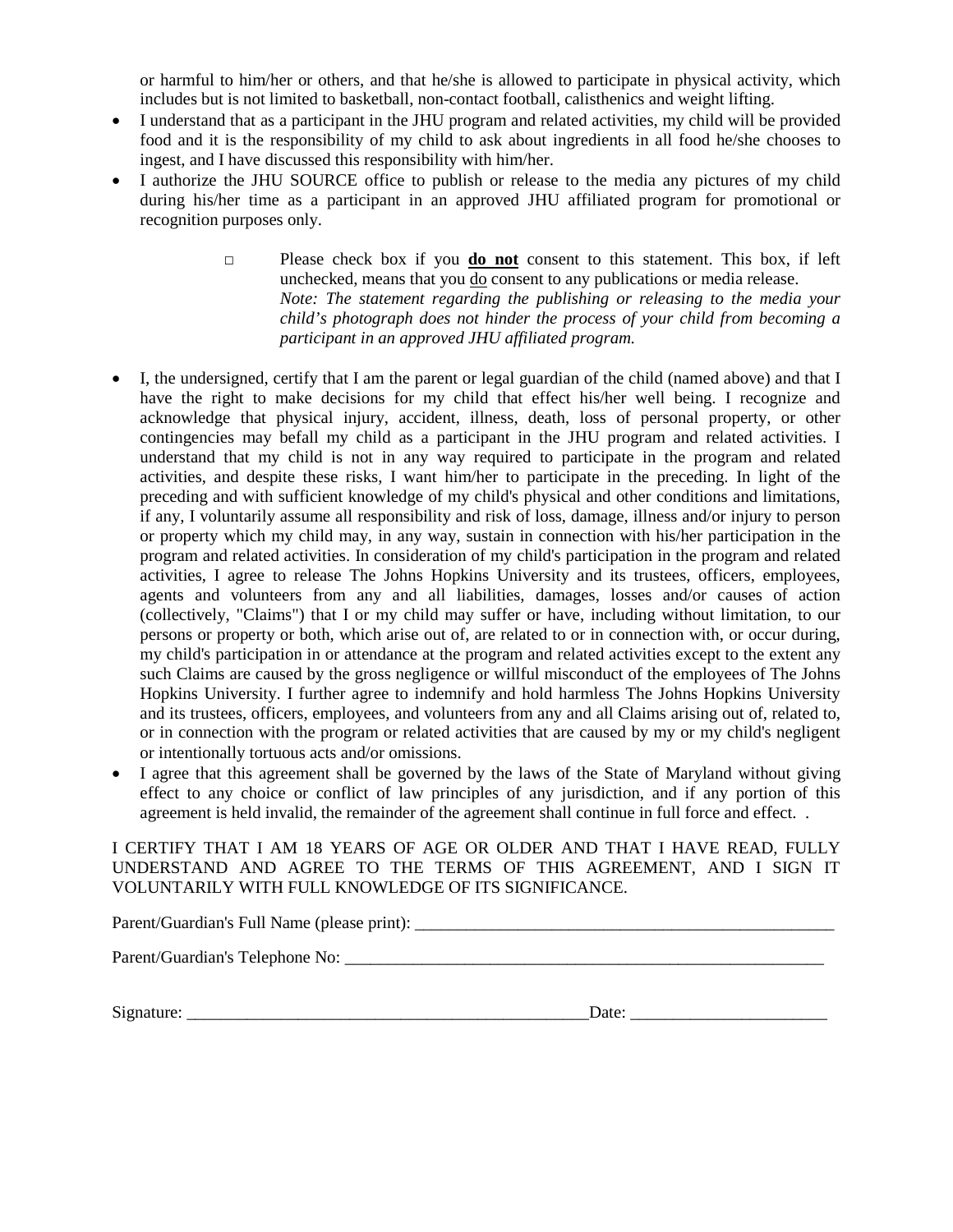or harmful to him/her or others, and that he/she is allowed to participate in physical activity, which includes but is not limited to basketball, non-contact football, calisthenics and weight lifting.

- I understand that as a participant in the JHU program and related activities, my child will be provided food and it is the responsibility of my child to ask about ingredients in all food he/she chooses to ingest, and I have discussed this responsibility with him/her.
- I authorize the JHU SOURCE office to publish or release to the media any pictures of my child during his/her time as a participant in an approved JHU affiliated program for promotional or recognition purposes only.

  □ Please check box if you **do not** consent to this statement. This box, if left unchecked, means that you do consent to any publications or media release.
  *Note: The statement regarding the publishing or releasing to the media your child's photograph does not hinder the process of your child from becoming a participant in an approved JHU affiliated program.*

- I, the undersigned, certify that I am the parent or legal guardian of the child (named above) and that I have the right to make decisions for my child that effect his/her well being. I recognize and acknowledge that physical injury, accident, illness, death, loss of personal property, or other contingencies may befall my child as a participant in the JHU program and related activities. I understand that my child is not in any way required to participate in the program and related activities, and despite these risks, I want him/her to participate in the preceding. In light of the preceding and with sufficient knowledge of my child's physical and other conditions and limitations, if any, I voluntarily assume all responsibility and risk of loss, damage, illness and/or injury to person or property which my child may, in any way, sustain in connection with his/her participation in the program and related activities. In consideration of my child's participation in the program and related activities, I agree to release The Johns Hopkins University and its trustees, officers, employees, agents and volunteers from any and all liabilities, damages, losses and/or causes of action (collectively, "Claims") that I or my child may suffer or have, including without limitation, to our persons or property or both, which arise out of, are related to or in connection with, or occur during, my child's participation in or attendance at the program and related activities except to the extent any such Claims are caused by the gross negligence or willful misconduct of the employees of The Johns Hopkins University. I further agree to indemnify and hold harmless The Johns Hopkins University and its trustees, officers, employees, and volunteers from any and all Claims arising out of, related to, or in connection with the program or related activities that are caused by my or my child's negligent or intentionally tortuous acts and/or omissions.
- I agree that this agreement shall be governed by the laws of the State of Maryland without giving effect to any choice or conflict of law principles of any jurisdiction, and if any portion of this agreement is held invalid, the remainder of the agreement shall continue in full force and effect. .

I CERTIFY THAT I AM 18 YEARS OF AGE OR OLDER AND THAT I HAVE READ, FULLY UNDERSTAND AND AGREE TO THE TERMS OF THIS AGREEMENT, AND I SIGN IT VOLUNTARILY WITH FULL KNOWLEDGE OF ITS SIGNIFICANCE.

Parent/Guardian's Full Name (please print): ___________________________________________________

Parent/Guardian's Telephone No: ___________________________________________________________

Signature: ________________________________________________Date: _______________________